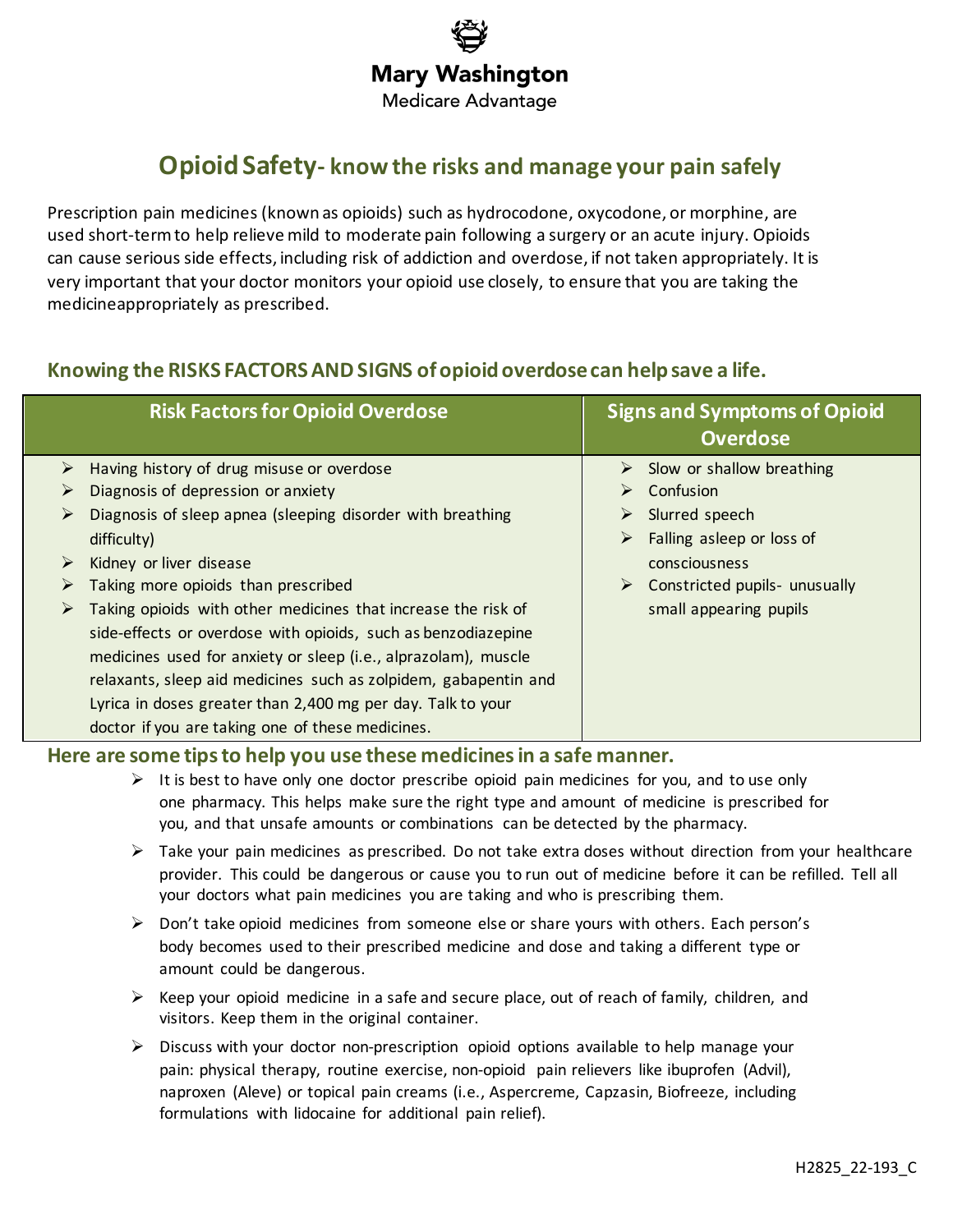Mary Washington

Medicare Advantage

# Opioid Safety- know the risks and manage your pain safely

Prescription pain medicines (known as opioids) such as hydrocodone, oxycodone, or morphine, are used short-term to help relieve mild to moderate pain following a surgery or an acute injury. Opioids can cause serious side effects, including risk of addiction and overdose, if not taken appropriately. It is very important that your doctor monitors your opioid use closely, to ensure that you are taking the medicineappropriately as prescribed.

## Knowing the RISKS FACTORS AND SIGNS of opioid overdose can help save a life.

| Risk Factors for Opioid Overdose | Signs and Symptoms of Opioid Overdose |
| --- | --- |
| ➢ Having history of drug misuse or overdose<br>➢ Diagnosis of depression or anxiety<br>➢ Diagnosis of sleep apnea (sleeping disorder with breathing difficulty)<br>➢ Kidney or liver disease<br>➢ Taking more opioids than prescribed<br>➢ Taking opioids with other medicines that increase the risk of side-effects or overdose with opioids, such as benzodiazepine medicines used for anxiety or sleep (i.e., alprazolam), muscle relaxants, sleep aid medicines such as zolpidem, gabapentin and Lyrica in doses greater than 2,400 mg per day. Talk to your doctor if you are taking one of these medicines. | ➢ Slow or shallow breathing<br>➢ Confusion<br>➢ Slurred speech<br>➢ Falling asleep or loss of consciousness<br>➢ Constricted pupils- unusually small appearing pupils |

## Here are some tips to help you use these medicines in a safe manner.

- It is best to have only one doctor prescribe opioid pain medicines for you, and to use only one pharmacy. This helps make sure the right type and amount of medicine is prescribed for you, and that unsafe amounts or combinations can be detected by the pharmacy.
- Take your pain medicines as prescribed. Do not take extra doses without direction from your healthcare provider. This could be dangerous or cause you to run out of medicine before it can be refilled. Tell all your doctors what pain medicines you are taking and who is prescribing them.
- Don't take opioid medicines from someone else or share yours with others. Each person's body becomes used to their prescribed medicine and dose and taking a different type or amount could be dangerous.
- Keep your opioid medicine in a safe and secure place, out of reach of family, children, and visitors. Keep them in the original container.
- Discuss with your doctor non-prescription opioid options available to help manage your pain: physical therapy, routine exercise, non-opioid pain relievers like ibuprofen (Advil), naproxen (Aleve) or topical pain creams (i.e., Aspercreme, Capzasin, Biofreeze, including formulations with lidocaine for additional pain relief).

H2825_22-193_C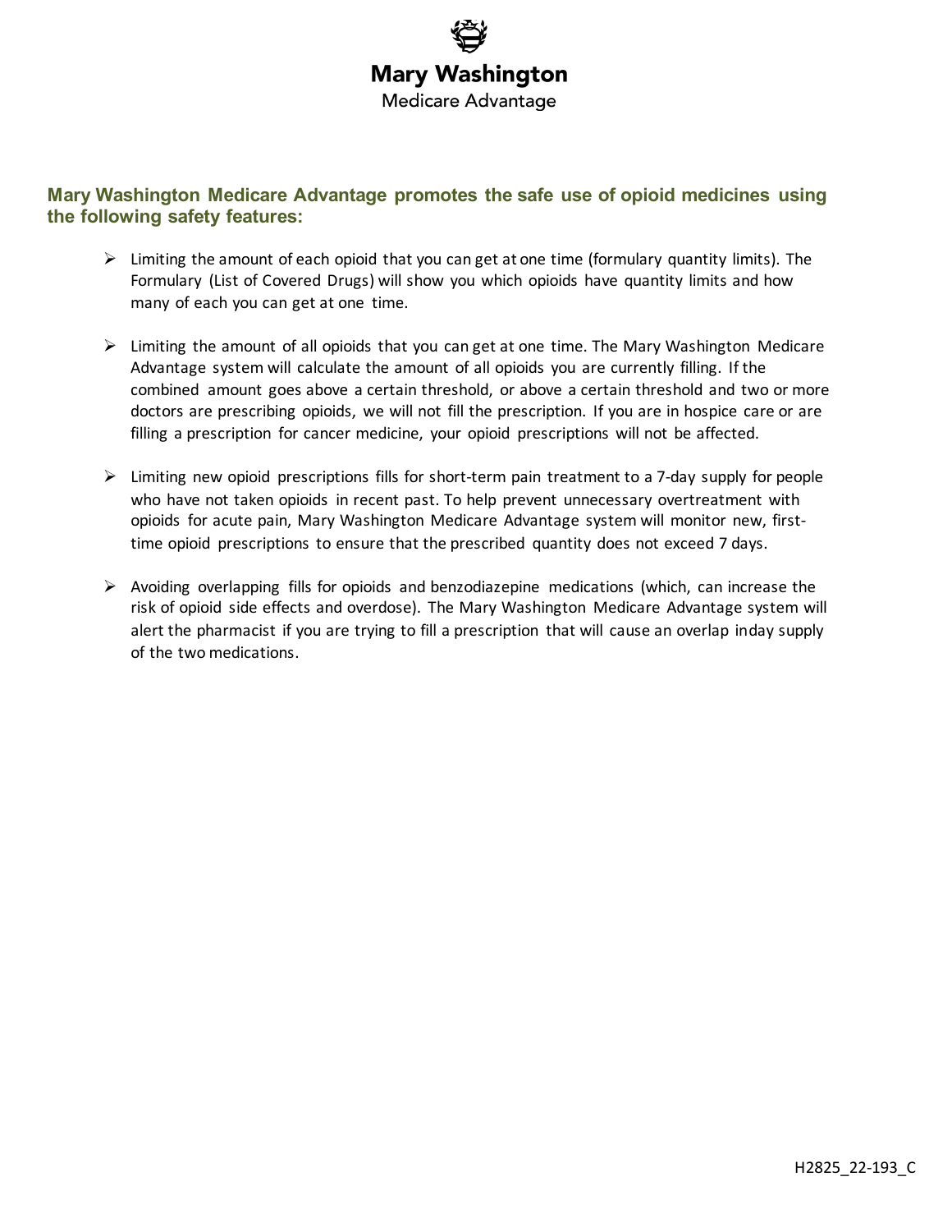# Mary Washington

Medicare Advantage

## Mary Washington Medicare Advantage promotes the safe use of opioid medicines using the following safety features:

- Limiting the amount of each opioid that you can get at one time (formulary quantity limits). The Formulary (List of Covered Drugs) will show you which opioids have quantity limits and how many of each you can get at one time.

- Limiting the amount of all opioids that you can get at one time. The Mary Washington Medicare Advantage system will calculate the amount of all opioids you are currently filling. If the combined amount goes above a certain threshold, or above a certain threshold and two or more doctors are prescribing opioids, we will not fill the prescription. If you are in hospice care or are filling a prescription for cancer medicine, your opioid prescriptions will not be affected.

- Limiting new opioid prescriptions fills for short-term pain treatment to a 7-day supply for people who have not taken opioids in recent past. To help prevent unnecessary overtreatment with opioids for acute pain, Mary Washington Medicare Advantage system will monitor new, first-time opioid prescriptions to ensure that the prescribed quantity does not exceed 7 days.

- Avoiding overlapping fills for opioids and benzodiazepine medications (which, can increase the risk of opioid side effects and overdose). The Mary Washington Medicare Advantage system will alert the pharmacist if you are trying to fill a prescription that will cause an overlap inday supply of the two medications.

H2825_22-193_C